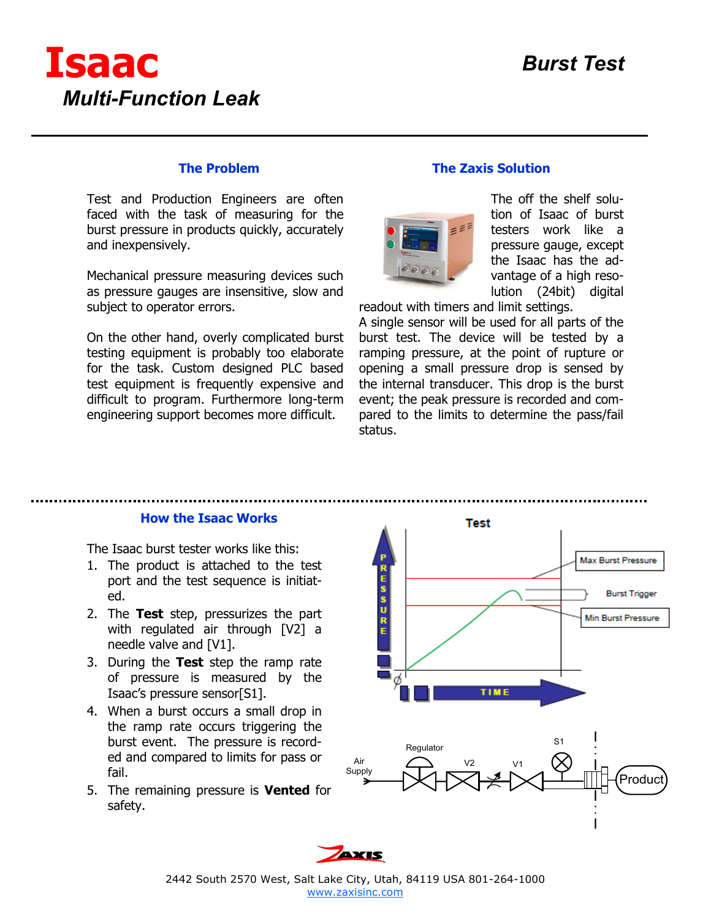# Isaac

## *Multi-Function Leak*

## *Burst Test*

### The Problem

Test and Production Engineers are often faced with the task of measuring for the burst pressure in products quickly, accurately and inexpensively.

Mechanical pressure measuring devices such as pressure gauges are insensitive, slow and subject to operator errors.

On the other hand, overly complicated burst testing equipment is probably too elaborate for the task. Custom designed PLC based test equipment is frequently expensive and difficult to program. Furthermore long-term engineering support becomes more difficult.

### The Zaxis Solution

The off the shelf solution of Isaac of burst testers work like a pressure gauge, except the Isaac has the advantage of a high resolution (24bit) digital readout with timers and limit settings.

A single sensor will be used for all parts of the burst test. The device will be tested by a ramping pressure, at the point of rupture or opening a small pressure drop is sensed by the internal transducer. This drop is the burst event; the peak pressure is recorded and compared to the limits to determine the pass/fail status.

### How the Isaac Works

The Isaac burst tester works like this:

1. The product is attached to the test port and the test sequence is initiated.
2. The **Test** step, pressurizes the part with regulated air through [V2] a needle valve and [V1].
3. During the **Test** step the ramp rate of pressure is measured by the Isaac's pressure sensor[S1].
4. When a burst occurs a small drop in the ramp rate occurs triggering the burst event. The pressure is recorded and compared to limits for pass or fail.
5. The remaining pressure is **Vented** for safety.

2442 South 2570 West, Salt Lake City, Utah, 84119 USA 801-264-1000
www.zaxisinc.com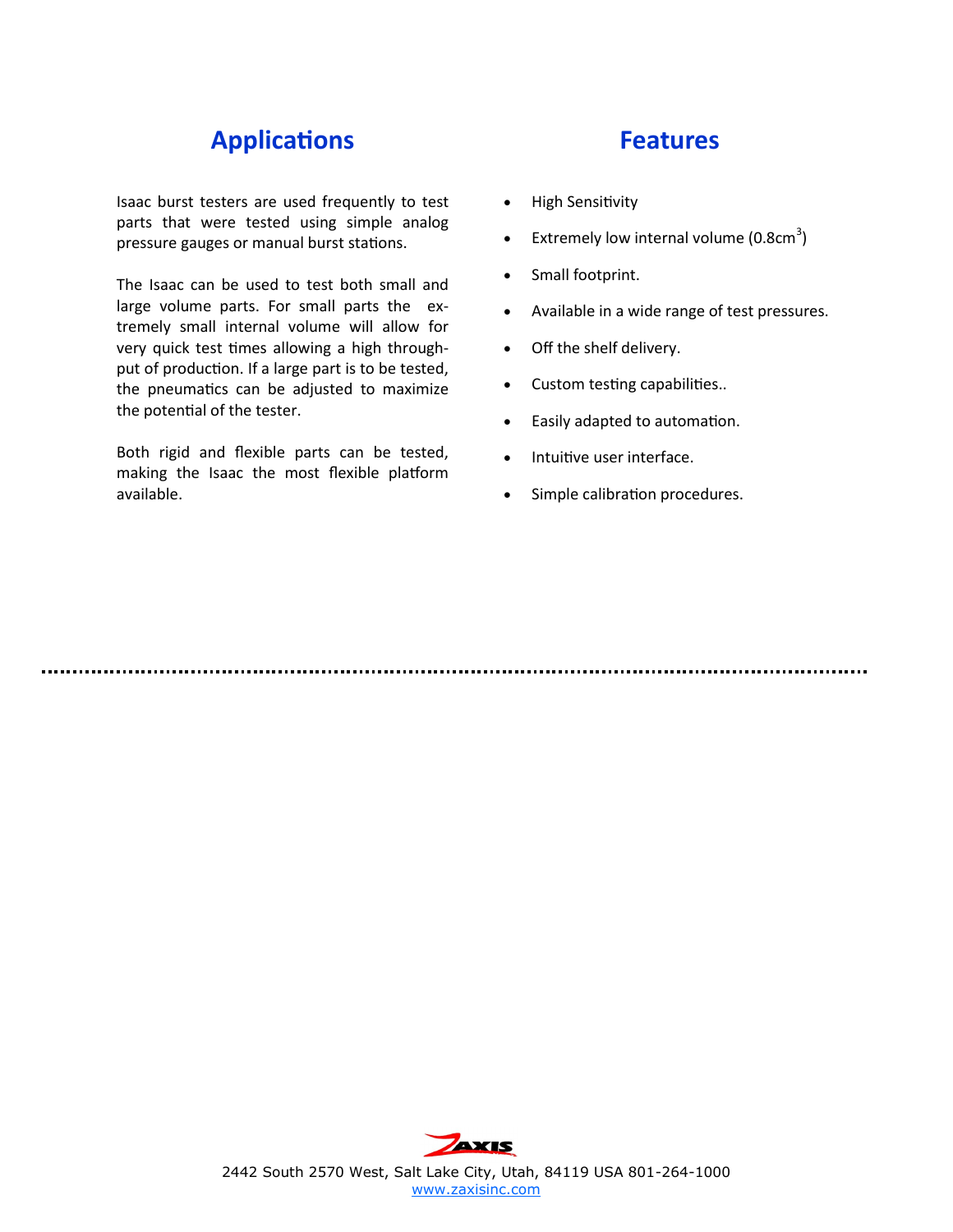## Applications

Isaac burst testers are used frequently to test parts that were tested using simple analog pressure gauges or manual burst stations.

The Isaac can be used to test both small and large volume parts. For small parts the extremely small internal volume will allow for very quick test times allowing a high throughput of production. If a large part is to be tested, the pneumatics can be adjusted to maximize the potential of the tester.

Both rigid and flexible parts can be tested, making the Isaac the most flexible platform available.

## Features

- High Sensitivity
- Extremely low internal volume ($0.8cm^3$)
- Small footprint.
- Available in a wide range of test pressures.
- Off the shelf delivery.
- Custom testing capabilities..
- Easily adapted to automation.
- Intuitive user interface.
- Simple calibration procedures.

ZAXIS

2442 South 2570 West, Salt Lake City, Utah, 84119 USA 801-264-1000
www.zaxisinc.com